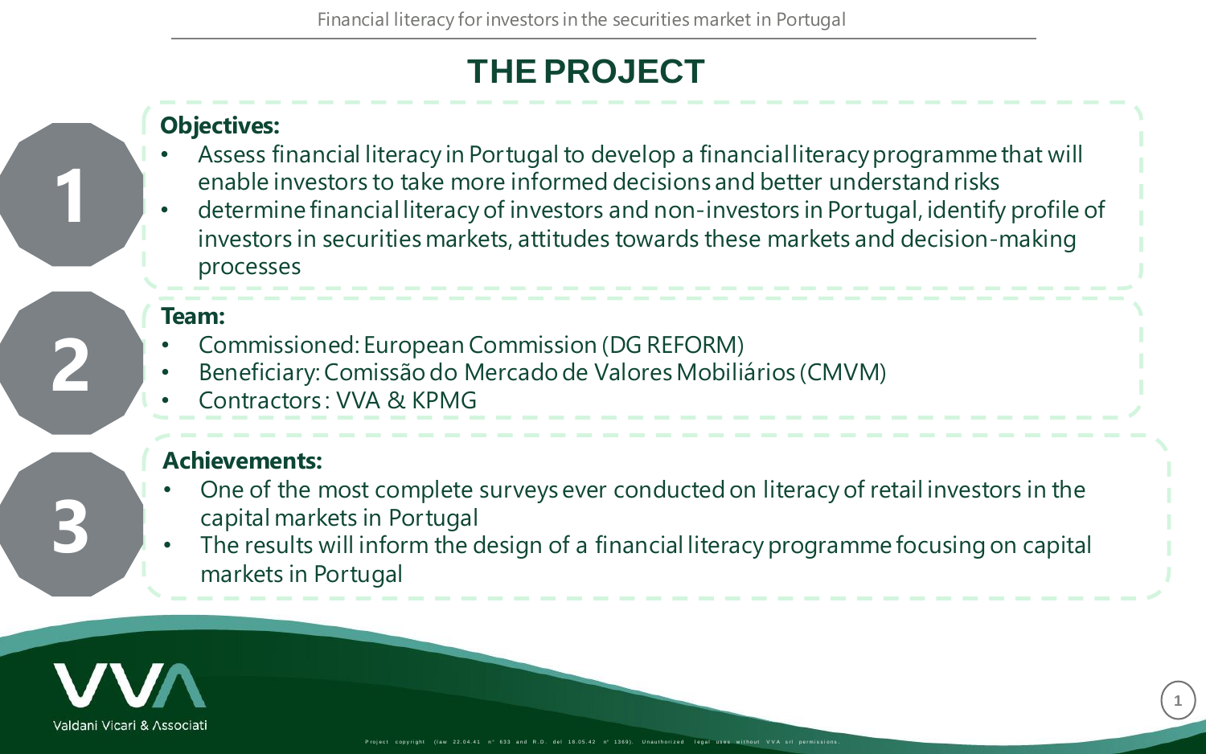# THE PROJECT

**1**

**Objectives:**

- Assess financial literacy in Portugal to develop a financial literacy programme that will enable investors to take more informed decisions and better understand risks
- determine financial literacy of investors and non-investors in Portugal, identify profile of investors in securities markets, attitudes towards these markets and decision-making processes

**2**

**Team:**

- Commissioned: European Commission (DG REFORM)
- Beneficiary: Comissão do Mercado de Valores Mobiliários (CMVM)
- Contractors : VVA & KPMG

**3**

**Achievements:**

- One of the most complete surveys ever conducted on literacy of retail investors in the capital markets in Portugal
- The results will inform the design of a financial literacy programme focusing on capital markets in Portugal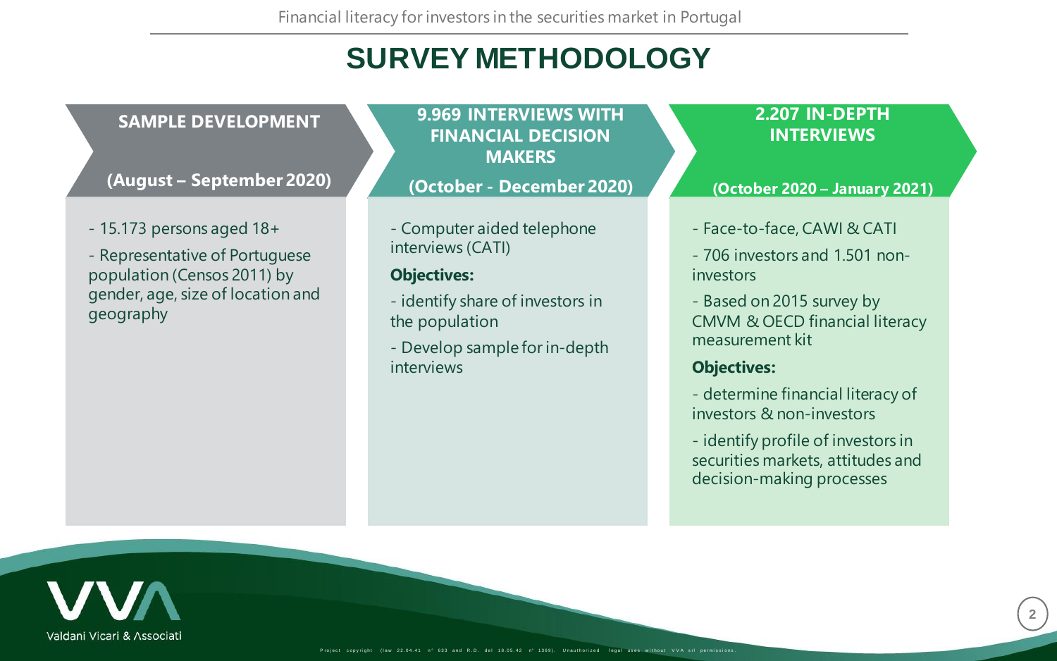# SURVEY METHODOLOGY

## SAMPLE DEVELOPMENT

**(August – September 2020)**

- 15.173 persons aged 18+
- Representative of Portuguese population (Censos 2011) by gender, age, size of location and geography

## 9.969 INTERVIEWS WITH FINANCIAL DECISION MAKERS

**(October - December 2020)**

- Computer aided telephone interviews (CATI)

**Objectives:**

- identify share of investors in the population
- Develop sample for in-depth interviews

## 2.207 IN-DEPTH INTERVIEWS

**(October 2020 – January 2021)**

- Face-to-face, CAWI & CATI
- 706 investors and 1.501 non-investors
- Based on 2015 survey by CMVM & OECD financial literacy measurement kit

**Objectives:**

- determine financial literacy of investors & non-investors
- identify profile of investors in securities markets, attitudes and decision-making processes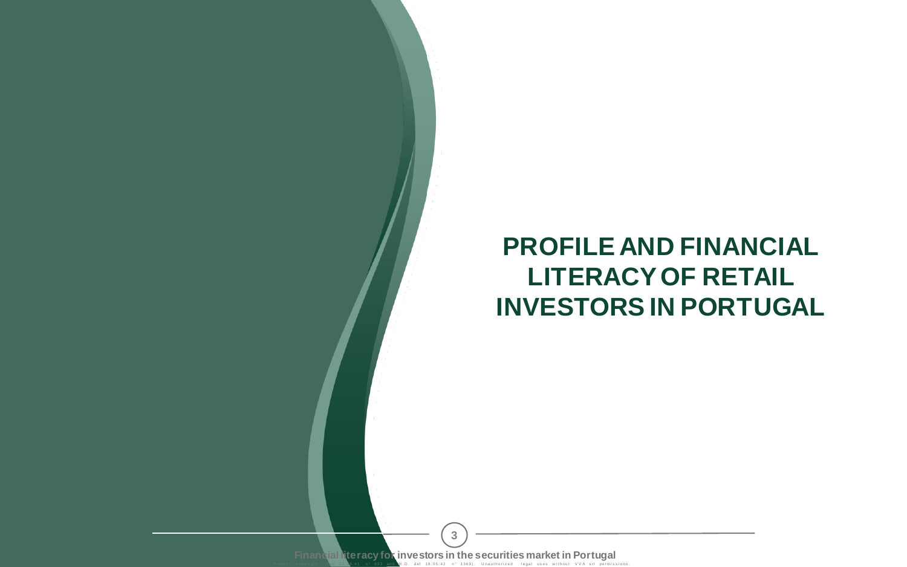# PROFILE AND FINANCIAL LITERACY OF RETAIL INVESTORS IN PORTUGAL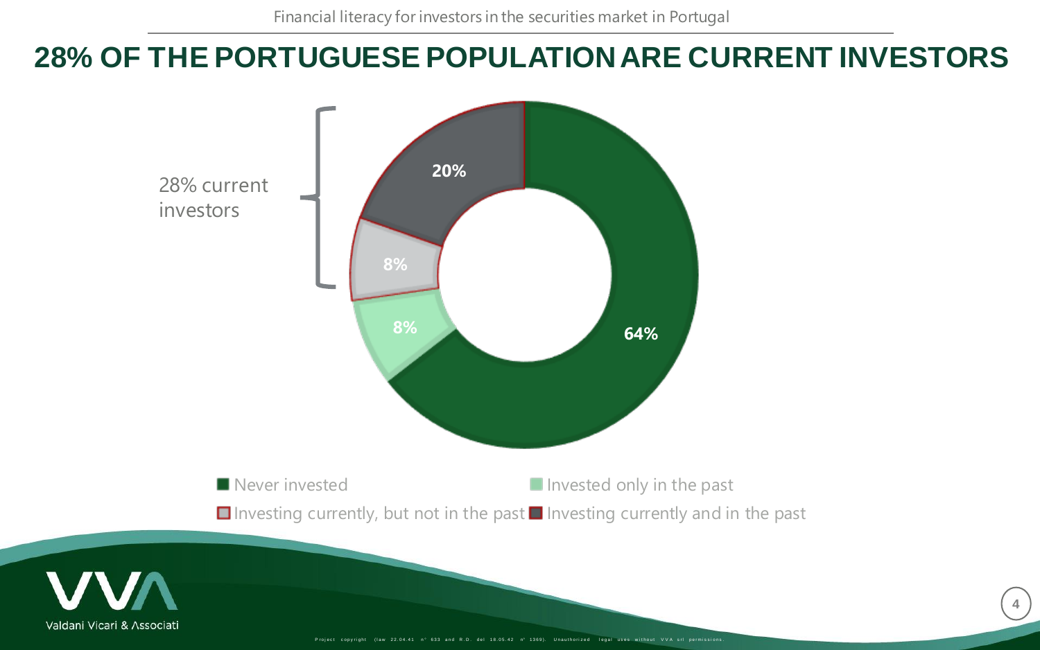# 28% OF THE PORTUGUESE POPULATION ARE CURRENT INVESTORS

28% current investors

| Category | % |
|---|---|
| Never invested | 64% |
| Invested only in the past | 8% |
| Investing currently, but not in the past | 8% |
| Investing currently and in the past | 20% |

Valdani Vicari & Associati

Project copyright (law 22.04.41 n° 633 and R.D. del 18.05.42 n° 1369). Unauthorized legal uses without VVA srl permissions.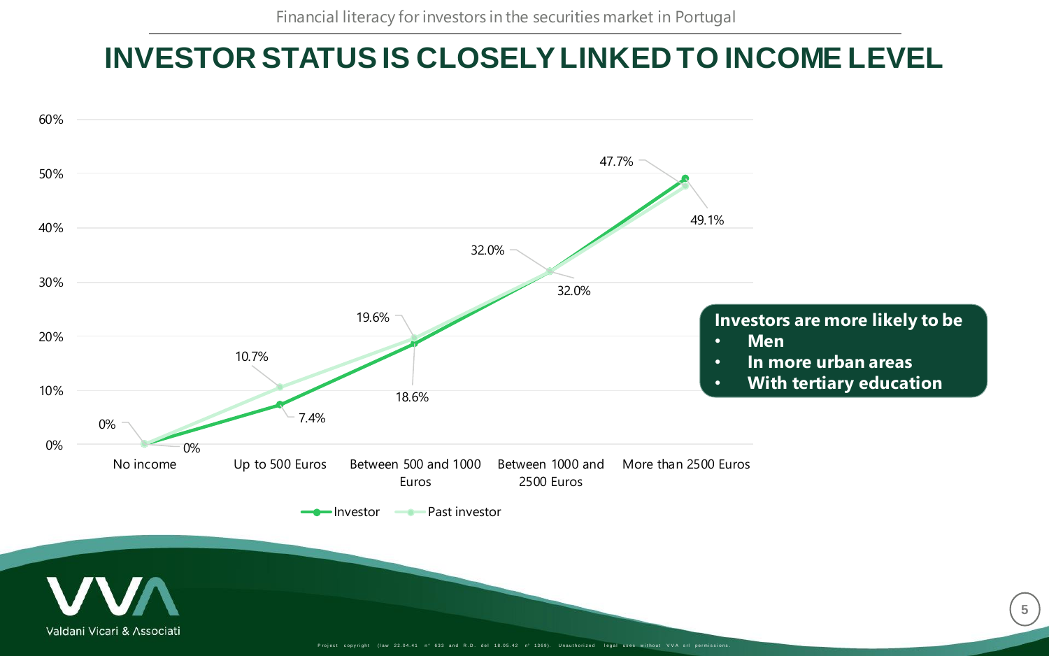# INVESTOR STATUS IS CLOSELY LINKED TO INCOME LEVEL

| Income level | Investor | Past investor |
|---|---|---|
| No income | 0% | 0% |
| Up to 500 Euros | 7.4% | 10.7% |
| Between 500 and 1000 Euros | 18.6% | 19.6% |
| Between 1000 and 2500 Euros | 32.0% | 32.0% |
| More than 2500 Euros | 49.1% | 47.7% |

**Investors are more likely to be**

- **Men**
- **In more urban areas**
- **With tertiary education**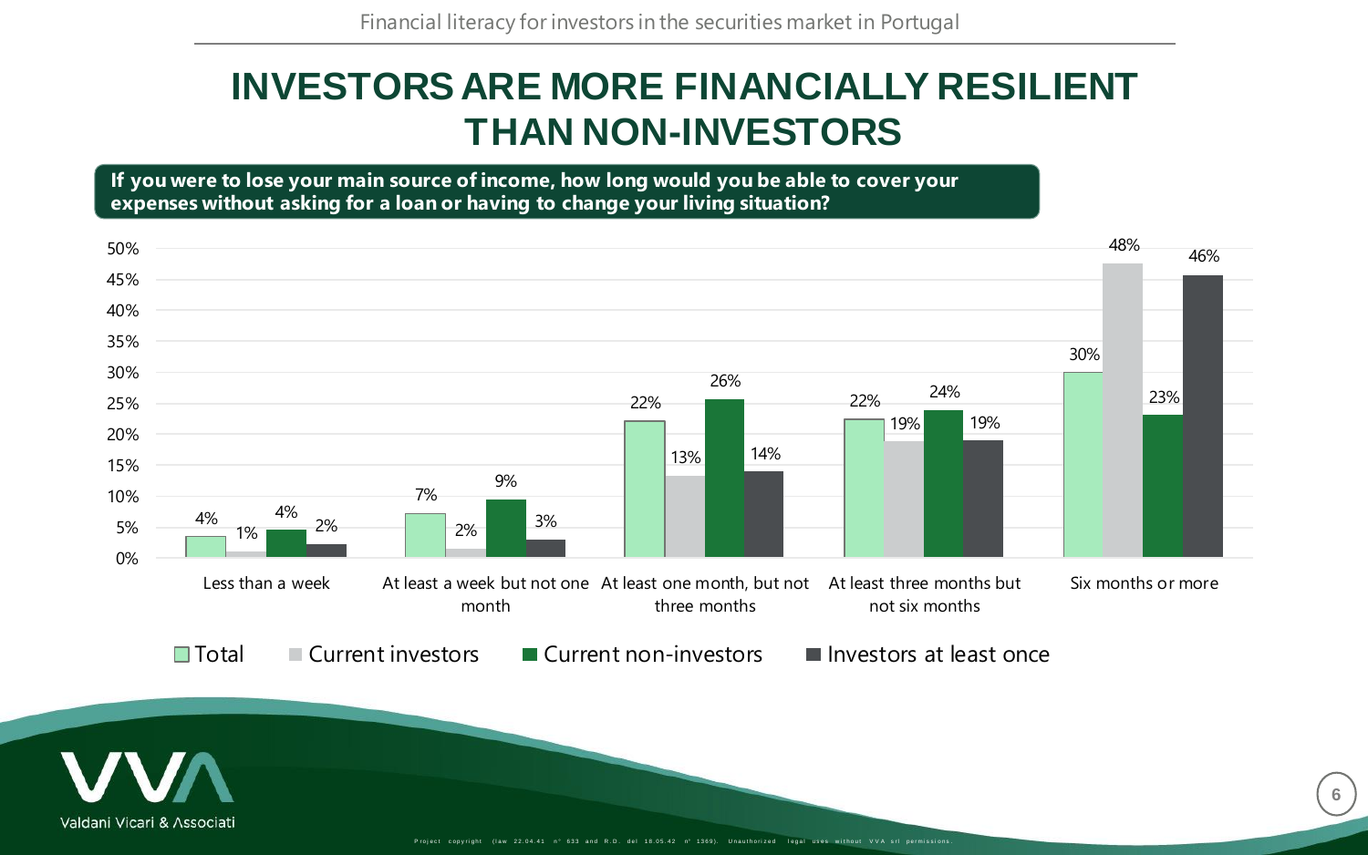# INVESTORS ARE MORE FINANCIALLY RESILIENT THAN NON-INVESTORS

**If you were to lose your main source of income, how long would you be able to cover your expenses without asking for a loan or having to change your living situation?**

| | Total | Current investors | Current non-investors | Investors at least once |
|---|---|---|---|---|
| Less than a week | 4% | 1% | 4% | 2% |
| At least a week but not one month | 7% | 2% | 9% | 3% |
| At least one month, but not three months | 22% | 13% | 26% | 14% |
| At least three months but not six months | 22% | 19% | 24% | 19% |
| Six months or more | 30% | 48% | 23% | 46% |

Valdani Vicari & Associati

Project copyright (law 22.04.41 n° 633 and R.D. del 18.05.42 n° 1369). Unauthorized legal uses without VVA srl permissions.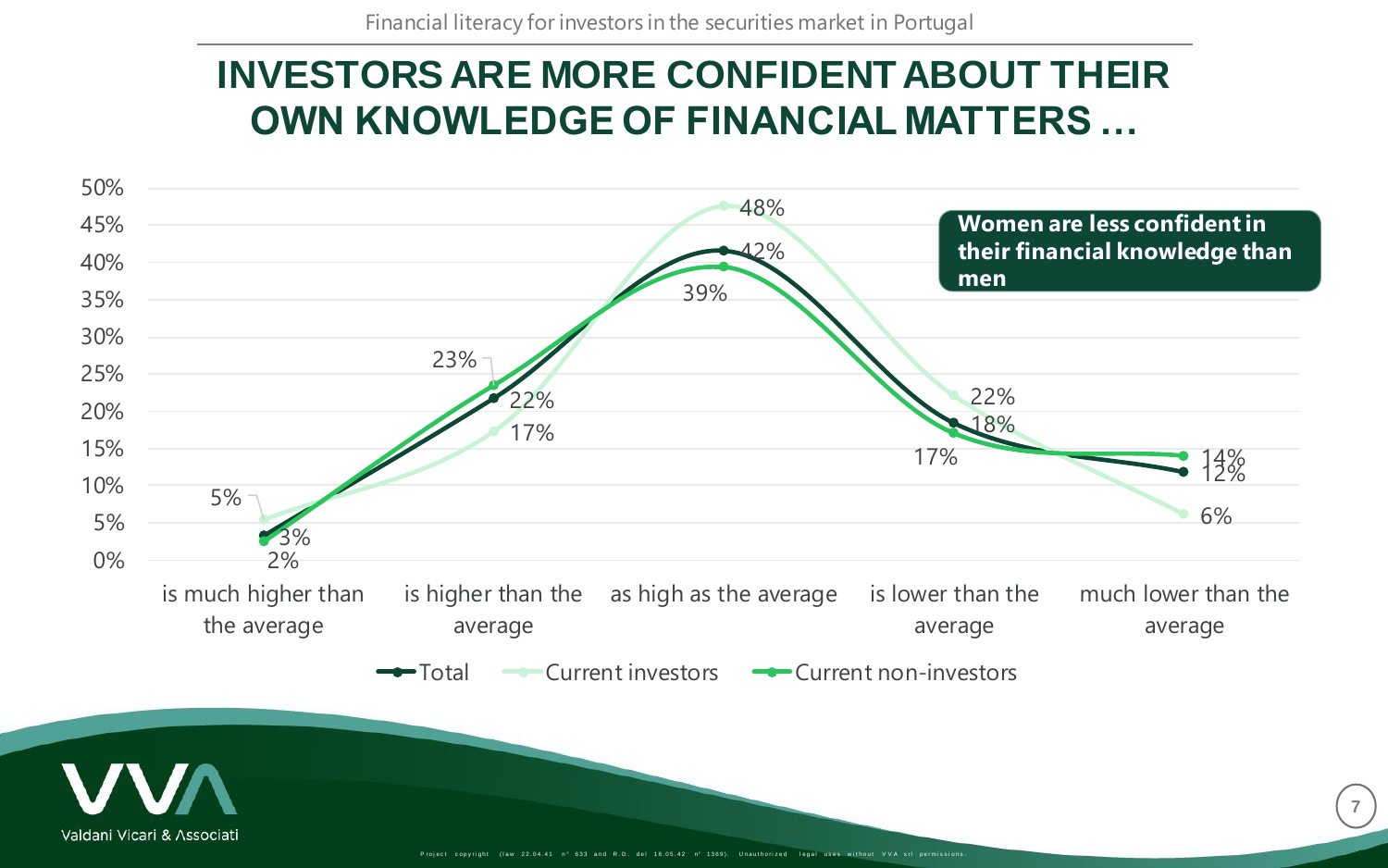# INVESTORS ARE MORE CONFIDENT ABOUT THEIR OWN KNOWLEDGE OF FINANCIAL MATTERS …

| | Total | Current investors | Current non-investors |
|---|---|---|---|
| is much higher than the average | 3% | 5% | 2% |
| is higher than the average | 22% | 17% | 23% |
| as high as the average | 42% | 48% | 39% |
| is lower than the average | 18% | 22% | 17% |
| much lower than the average | 12% | 6% | 14% |

**Women are less confident in their financial knowledge than men**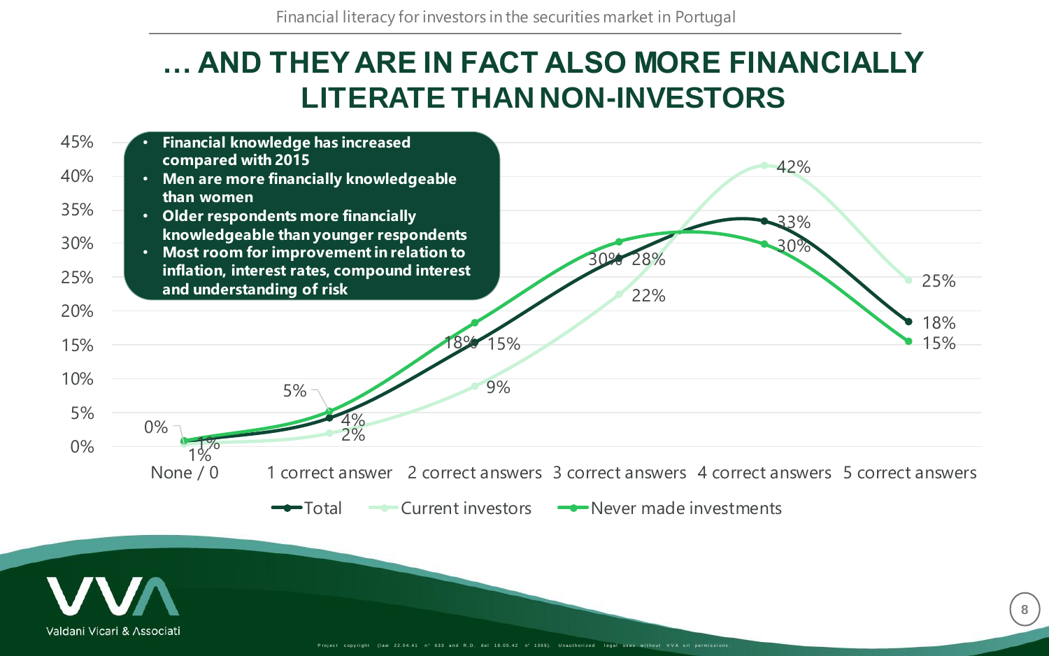# … AND THEY ARE IN FACT ALSO MORE FINANCIALLY LITERATE THAN NON-INVESTORS

- **Financial knowledge has increased compared with 2015**
- **Men are more financially knowledgeable than women**
- **Older respondents more financially knowledgeable than younger respondents**
- **Most room for improvement in relation to inflation, interest rates, compound interest and understanding of risk**

| | Total | Current investors | Never made investments |
|---|---|---|---|
| None / 0 | 1% | 1% | 0% |
| 1 correct answer | 4% | 2% | 5% |
| 2 correct answers | 15% | 9% | 18% |
| 3 correct answers | 28% | 22% | 30% |
| 4 correct answers | 33% | 42% | 30% |
| 5 correct answers | 18% | 25% | 15% |

Project copyright (law 22.04.41 n° 633 and R.D. del 18.05.42 n° 1369). Unauthorized legal uses without VVA srl permissions.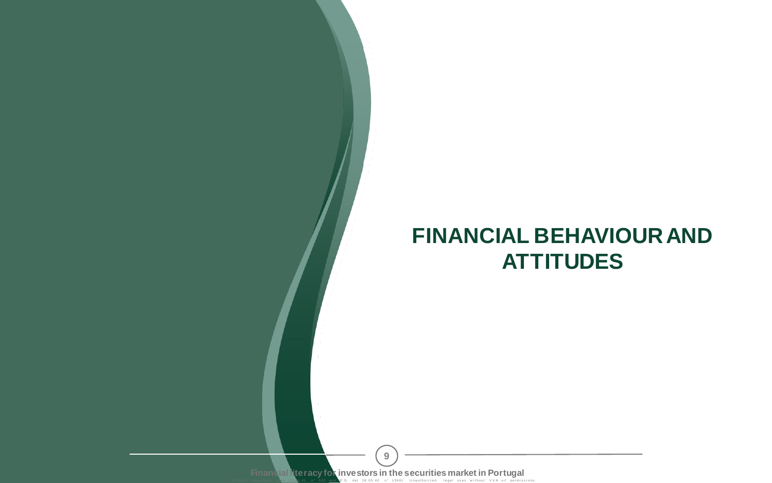# FINANCIAL BEHAVIOUR AND ATTITUDES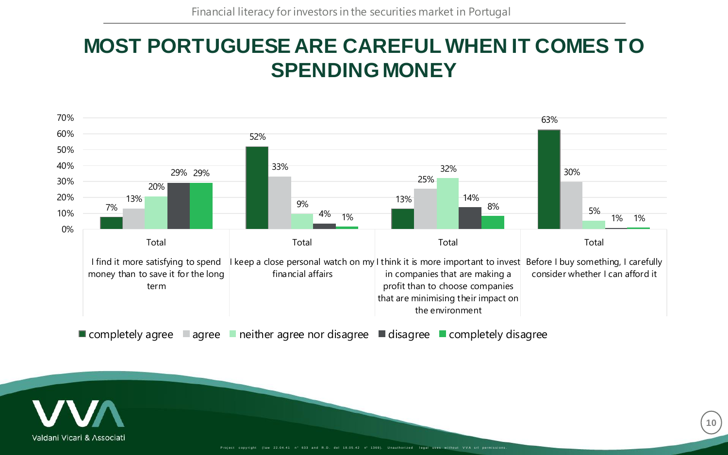# MOST PORTUGUESE ARE CAREFUL WHEN IT COMES TO SPENDING MONEY

| Statement (Total) | completely agree | agree | neither agree nor disagree | disagree | completely disagree |
|---|---|---|---|---|---|
| I find it more satisfying to spend money than to save it for the long term | 7% | 13% | 20% | 29% | 29% |
| I keep a close personal watch on my financial affairs | 52% | 33% | 9% | 4% | 1% |
| I think it is more important to invest in companies that are making a profit than to choose companies that are minimising their impact on the environment | 13% | 25% | 32% | 14% | 8% |
| Before I buy something, I carefully consider whether I can afford it | 63% | 30% | 5% | 1% | 1% |

Project copyright (law 22.04.41 n° 633 and R.D. del 18.05.42 n° 1369). Unauthorized legal uses without VVA srl permissions.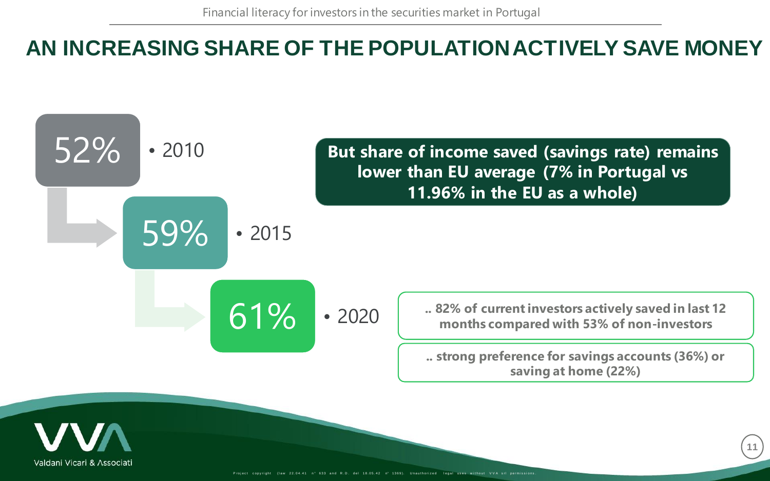# AN INCREASING SHARE OF THE POPULATION ACTIVELY SAVE MONEY

- 52% • 2010
- 59% • 2015
- 61% • 2020

**But share of income saved (savings rate) remains lower than EU average (7% in Portugal vs 11.96% in the EU as a whole)**

**.. 82% of current investors actively saved in last 12 months compared with 53% of non-investors**

**.. strong preference for savings accounts (36%) or saving at home (22%)**

Project copyright (law 22.04.41 n° 633 and R.D. del 18.05.42 n° 1369). Unauthorized legal uses without VVA srl permissions.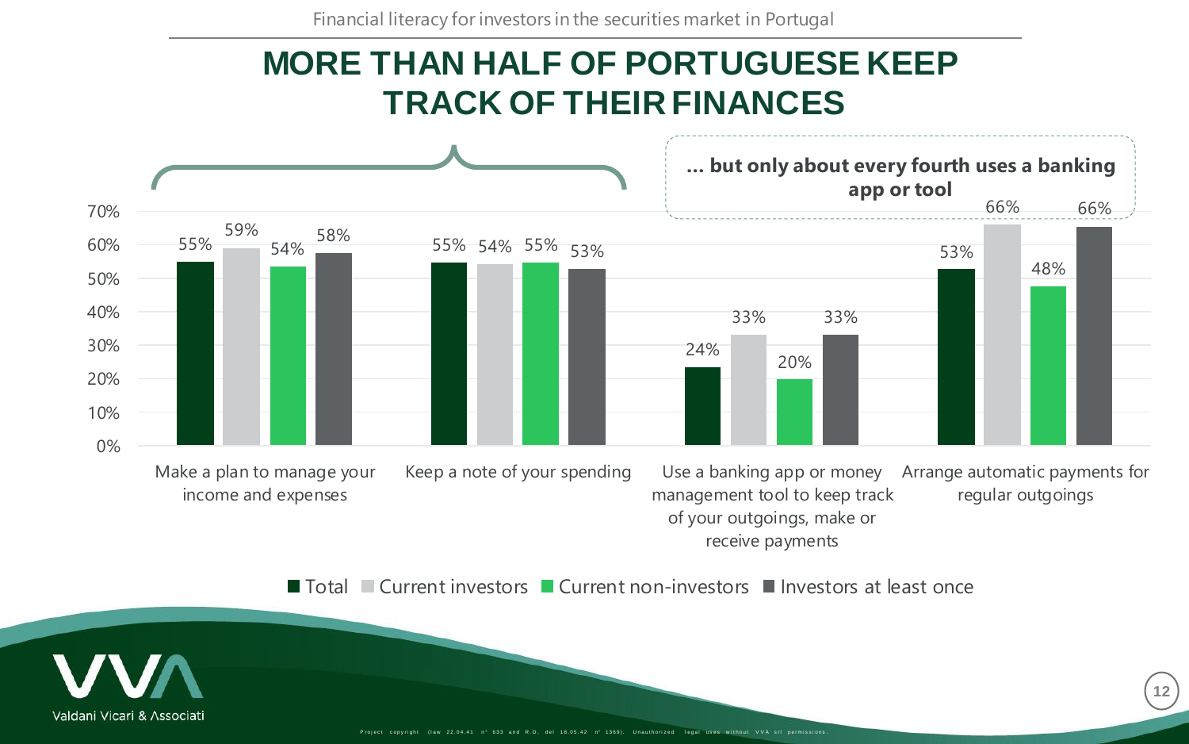# MORE THAN HALF OF PORTUGUESE KEEP TRACK OF THEIR FINANCES

**... but only about every fourth uses a banking app or tool**

| | Total | Current investors | Current non-investors | Investors at least once |
|---|---|---|---|---|
| Make a plan to manage your income and expenses | 55% | 59% | 54% | 58% |
| Keep a note of your spending | 55% | 54% | 55% | 53% |
| Use a banking app or money management tool to keep track of your outgoings, make or receive payments | 24% | 33% | 20% | 33% |
| Arrange automatic payments for regular outgoings | 53% | 66% | 48% | 66% |

Valdani Vicari & Associati

Project copyright (law 22.04.41 n° 633 and R.D. del 18.05.42 n° 1369). Unauthorized legal uses without VVA srl permissions.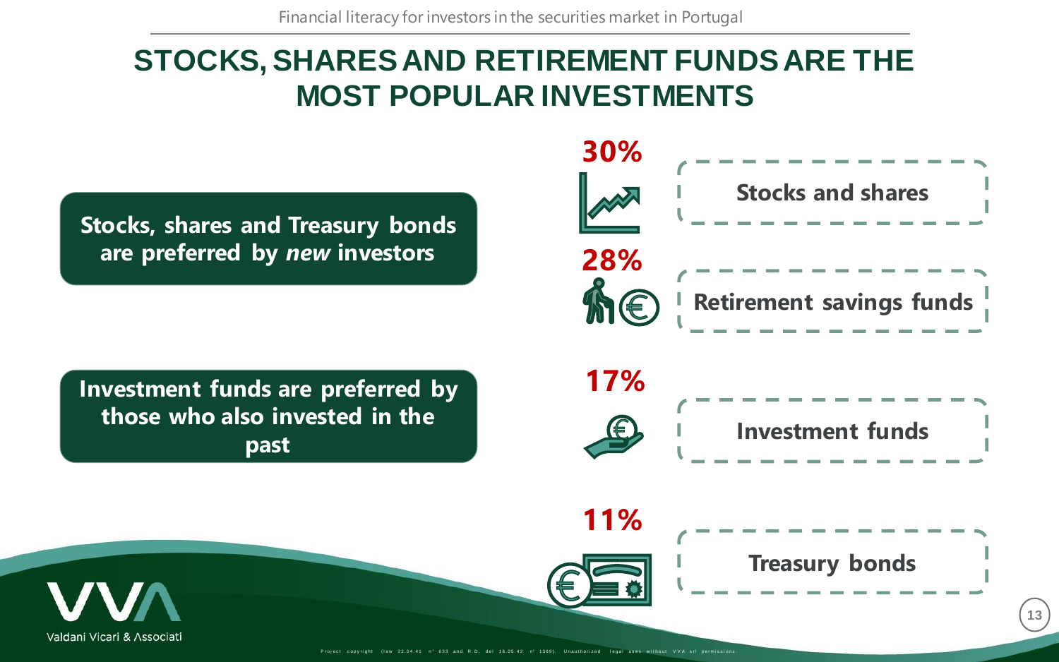# STOCKS, SHARES AND RETIREMENT FUNDS ARE THE MOST POPULAR INVESTMENTS

**Stocks, shares and Treasury bonds are preferred by *new* investors**

**Investment funds are preferred by those who also invested in the past**

- **30%** Stocks and shares
- **28%** Retirement savings funds
- **17%** Investment funds
- **11%** Treasury bonds

Valdani Vicari & Associati

Project copyright (law 22.04.41 n° 633 and R.D. del 18.05.42 n° 1369). Unauthorized legal uses without VVA srl permissions.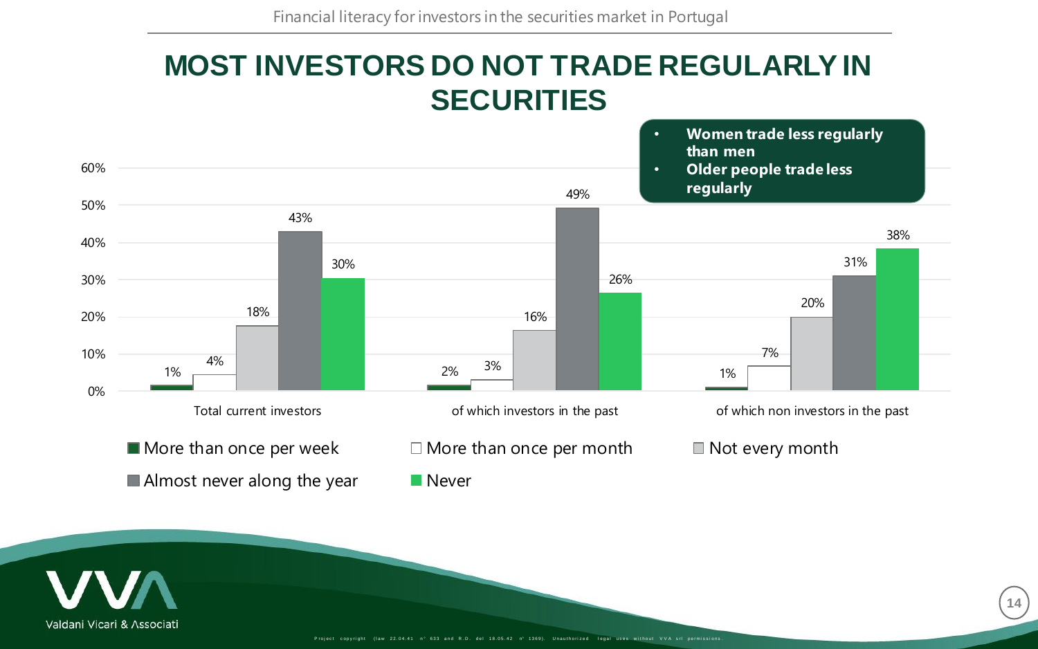# MOST INVESTORS DO NOT TRADE REGULARLY IN SECURITIES

- **Women trade less regularly than men**
- **Older people trade less regularly**

| | More than once per week | More than once per month | Not every month | Almost never along the year | Never |
|---|---|---|---|---|---|
| Total current investors | 1% | 4% | 18% | 43% | 30% |
| of which investors in the past | 2% | 3% | 16% | 49% | 26% |
| of which non investors in the past | 1% | 7% | 20% | 31% | 38% |

Valdani Vicari & Associati

Project copyright (law 22.04.41 n° 633 and R.D. del 18.05.42 n° 1369). Unauthorized legal uses without VVA srl permissions.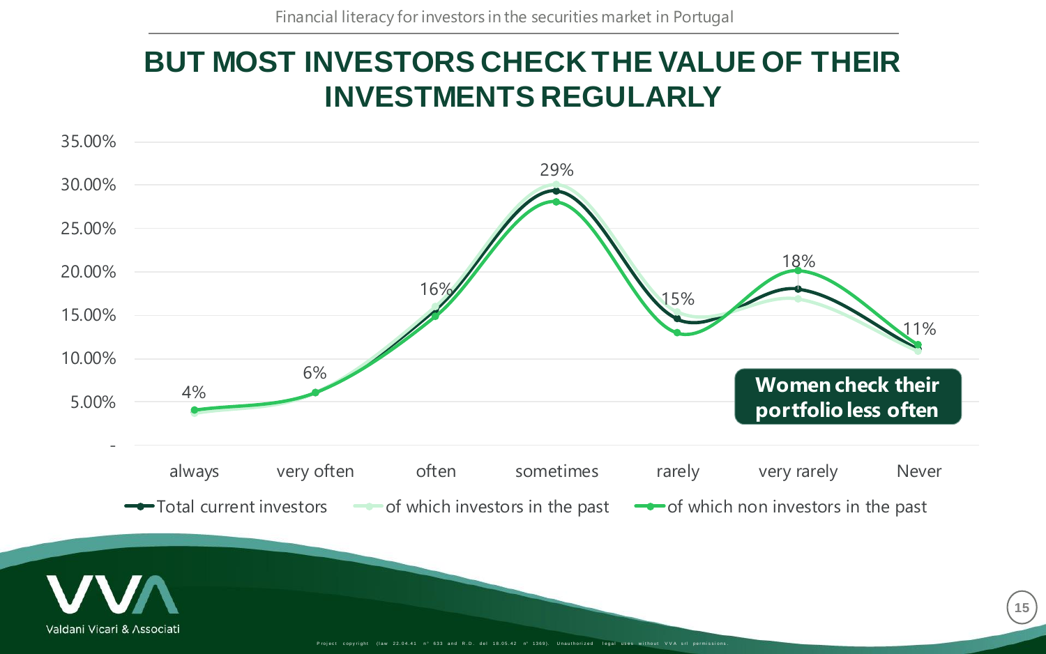# BUT MOST INVESTORS CHECK THE VALUE OF THEIR INVESTMENTS REGULARLY

| | always | very often | often | sometimes | rarely | very rarely | Never |
|---|---|---|---|---|---|---|---|
| Total current investors | 4% | 6% | 16% | 29% | 15% | 18% | 11% |

**Women check their portfolio less often**

Legend: Total current investors; of which investors in the past; of which non investors in the past

Project copyright (law 22.04.41 n° 633 and R.D. del 18.05.42 n° 1369). Unauthorized legal uses without VVA srl permissions.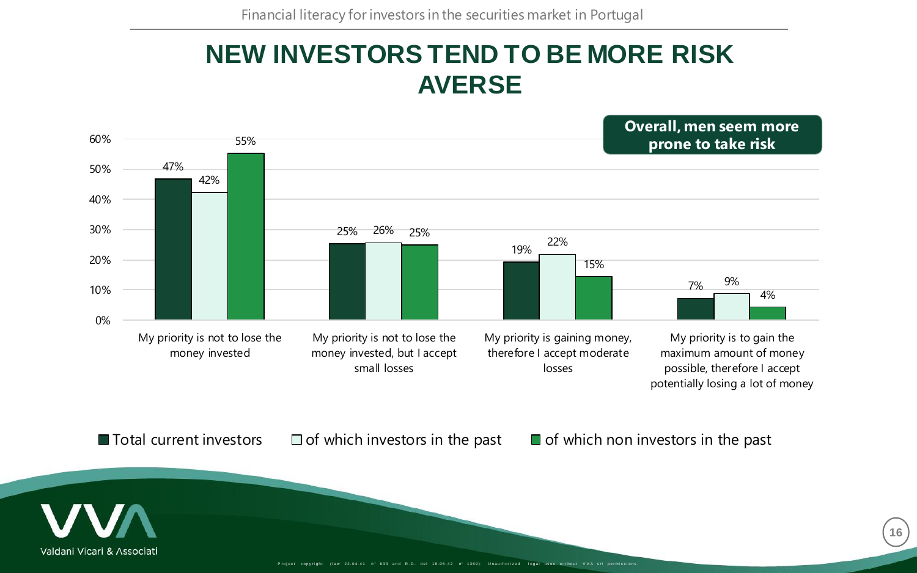# NEW INVESTORS TEND TO BE MORE RISK AVERSE

**Overall, men seem more prone to take risk**

| | Total current investors | of which investors in the past | of which non investors in the past |
|---|---|---|---|
| My priority is not to lose the money invested | 47% | 42% | 55% |
| My priority is not to lose the money invested, but I accept small losses | 25% | 26% | 25% |
| My priority is gaining money, therefore I accept moderate losses | 19% | 22% | 15% |
| My priority is to gain the maximum amount of money possible, therefore I accept potentially losing a lot of money | 7% | 9% | 4% |

Project copyright (law 22.04.41 n° 633 and R.D. del 18.05.42 n° 1369). Unauthorized legal uses without VVA srl permissions.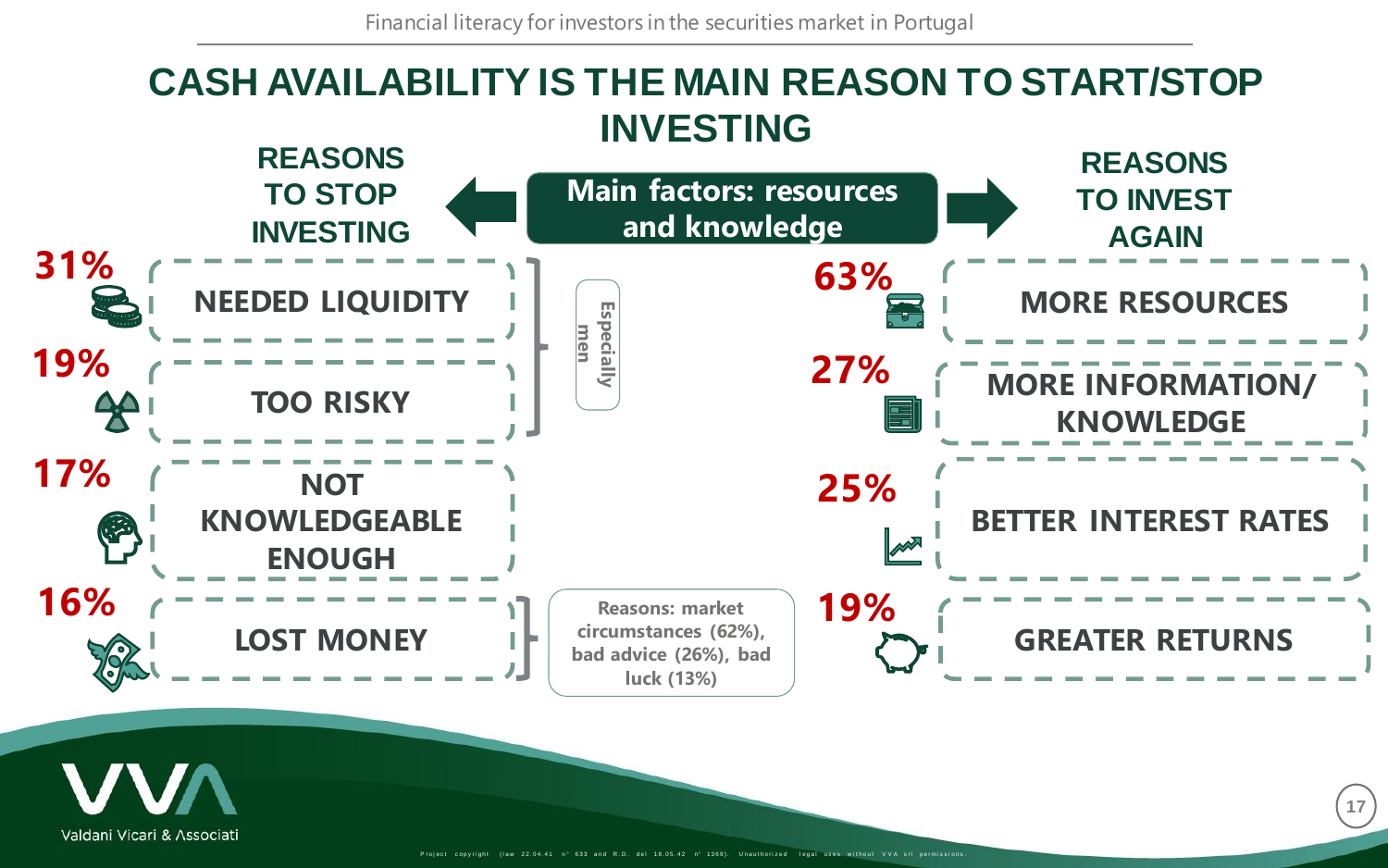# CASH AVAILABILITY IS THE MAIN REASON TO START/STOP INVESTING

**Main factors: resources and knowledge**

## REASONS TO STOP INVESTING

- **31%** NEEDED LIQUIDITY
- **19%** TOO RISKY

*(Especially men)*

- **17%** NOT KNOWLEDGEABLE ENOUGH
- **16%** LOST MONEY

*Reasons: market circumstances (62%), bad advice (26%), bad luck (13%)*

## REASONS TO INVEST AGAIN

- **63%** MORE RESOURCES
- **27%** MORE INFORMATION/ KNOWLEDGE
- **25%** BETTER INTEREST RATES
- **19%** GREATER RETURNS

Project copyright (law 22.04.41 n° 633 and R.D. del 18.05.42 n° 1369). Unauthorized legal uses without VVA srl permissions.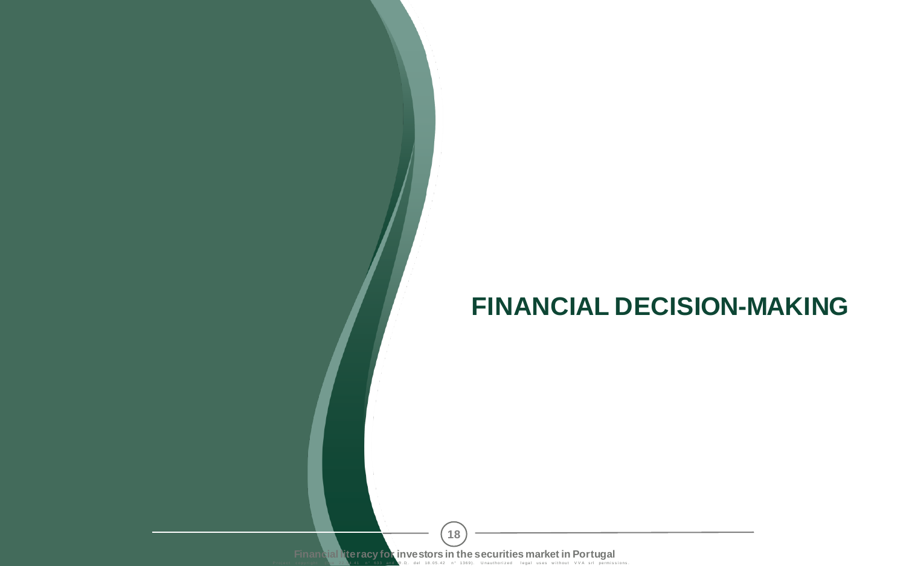# FINANCIAL DECISION-MAKING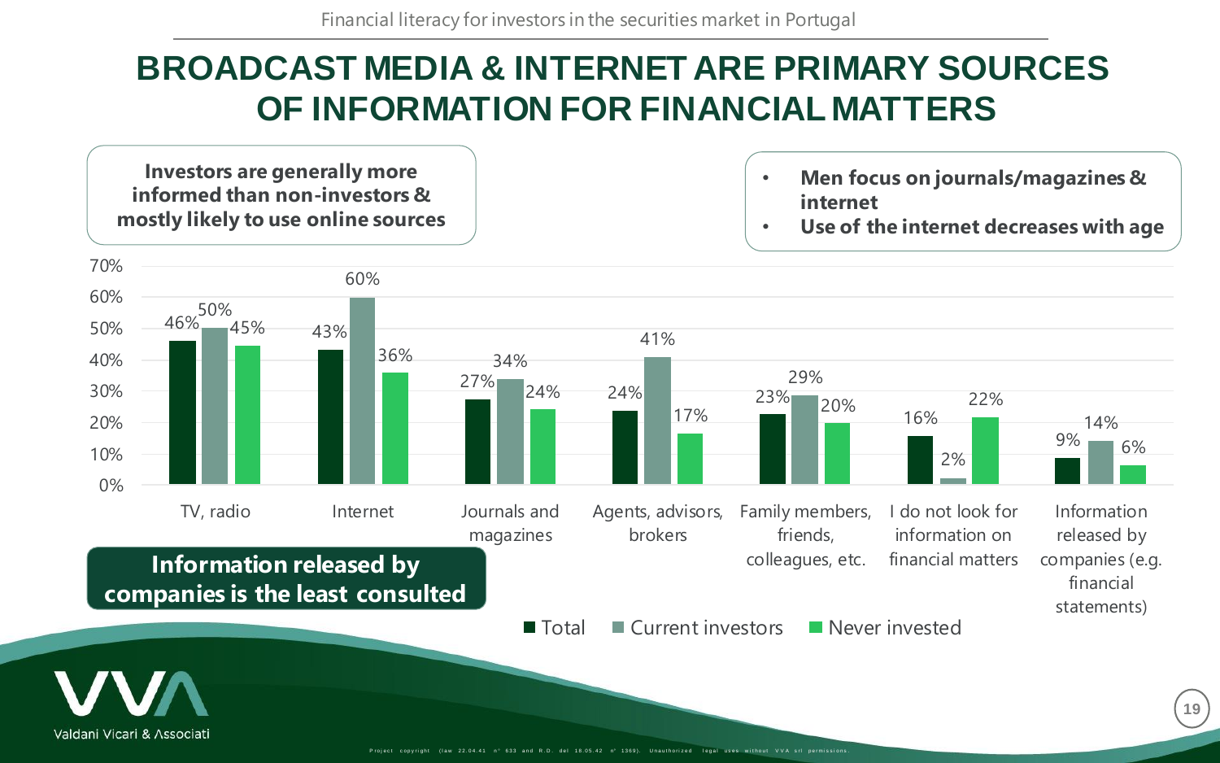# BROADCAST MEDIA & INTERNET ARE PRIMARY SOURCES OF INFORMATION FOR FINANCIAL MATTERS

**Investors are generally more informed than non-investors & mostly likely to use online sources**

- **Men focus on journals/magazines & internet**
- **Use of the internet decreases with age**

| | Total | Current investors | Never invested |
|---|---|---|---|
| TV, radio | 46% | 50% | 45% |
| Internet | 43% | 60% | 36% |
| Journals and magazines | 27% | 34% | 24% |
| Agents, advisors, brokers | 24% | 41% | 17% |
| Family members, friends, colleagues, etc. | 23% | 29% | 20% |
| I do not look for information on financial matters | 16% | 2% | 22% |
| Information released by companies (e.g. financial statements) | 9% | 14% | 6% |

**Information released by companies is the least consulted**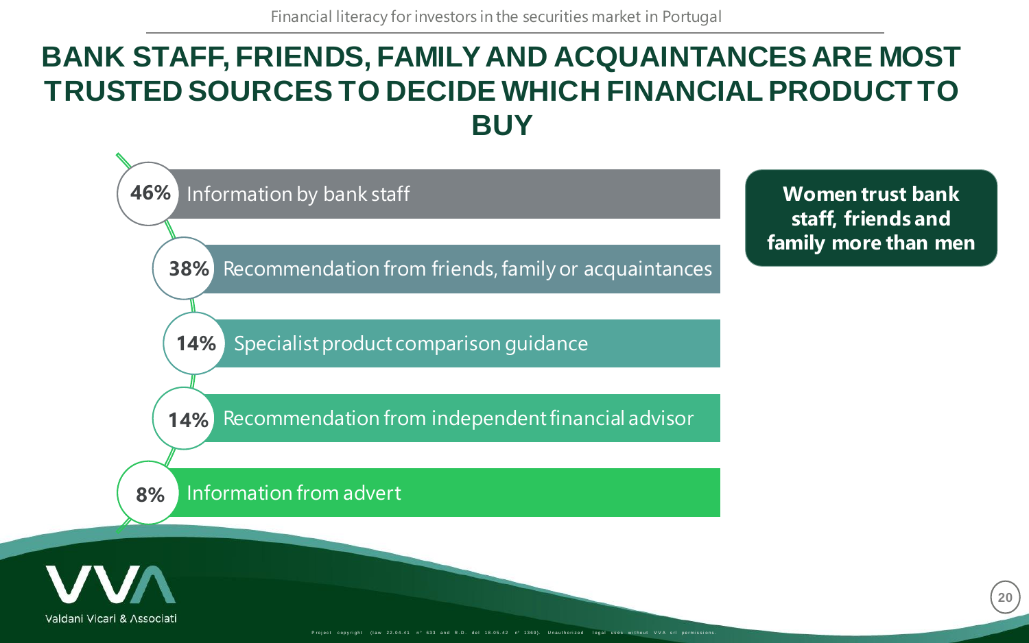# BANK STAFF, FRIENDS, FAMILY AND ACQUAINTANCES ARE MOST TRUSTED SOURCES TO DECIDE WHICH FINANCIAL PRODUCT TO BUY

- **46%** Information by bank staff
- **38%** Recommendation from friends, family or acquaintances
- **14%** Specialist product comparison guidance
- **14%** Recommendation from independent financial advisor
- **8%** Information from advert

**Women trust bank staff, friends and family more than men**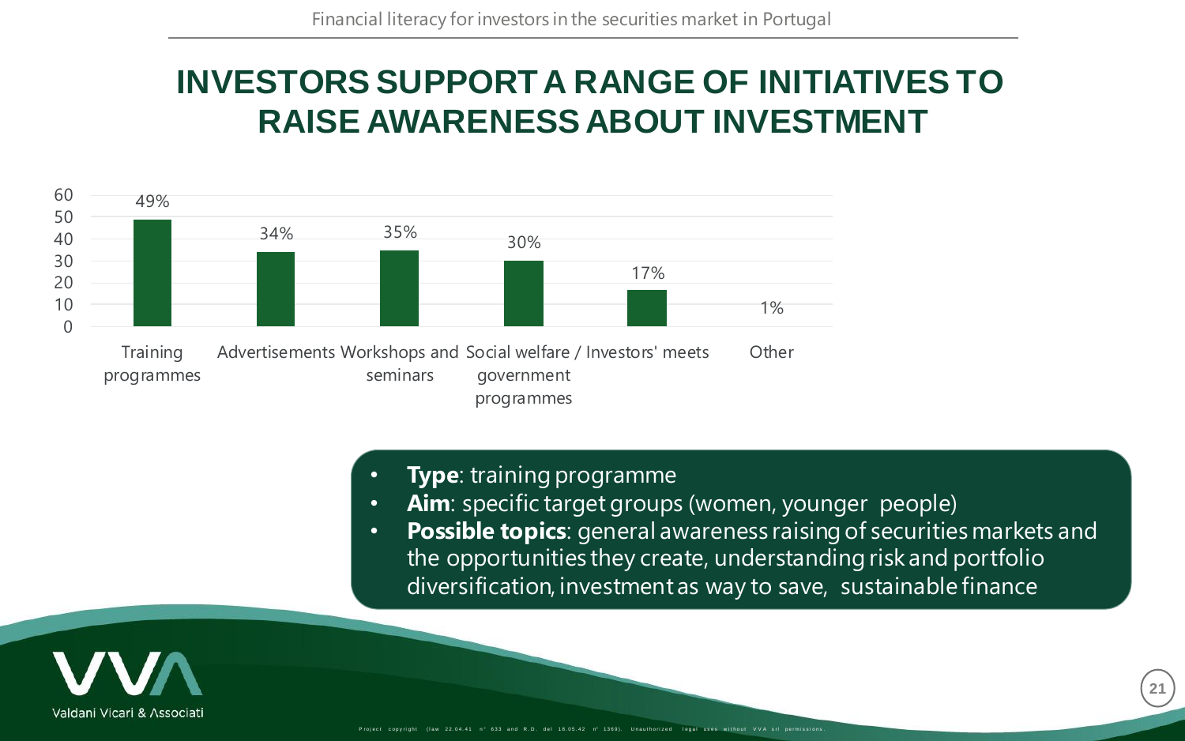# INVESTORS SUPPORT A RANGE OF INITIATIVES TO RAISE AWARENESS ABOUT INVESTMENT

| Initiative | Share |
|---|---|
| Training programmes | 49% |
| Advertisements | 34% |
| Workshops and seminars | 35% |
| Social welfare / government programmes | 30% |
| Investors' meets | 17% |
| Other | 1% |

- **Type**: training programme
- **Aim**: specific target groups (women, younger people)
- **Possible topics**: general awareness raising of securities markets and the opportunities they create, understanding risk and portfolio diversification, investment as way to save, sustainable finance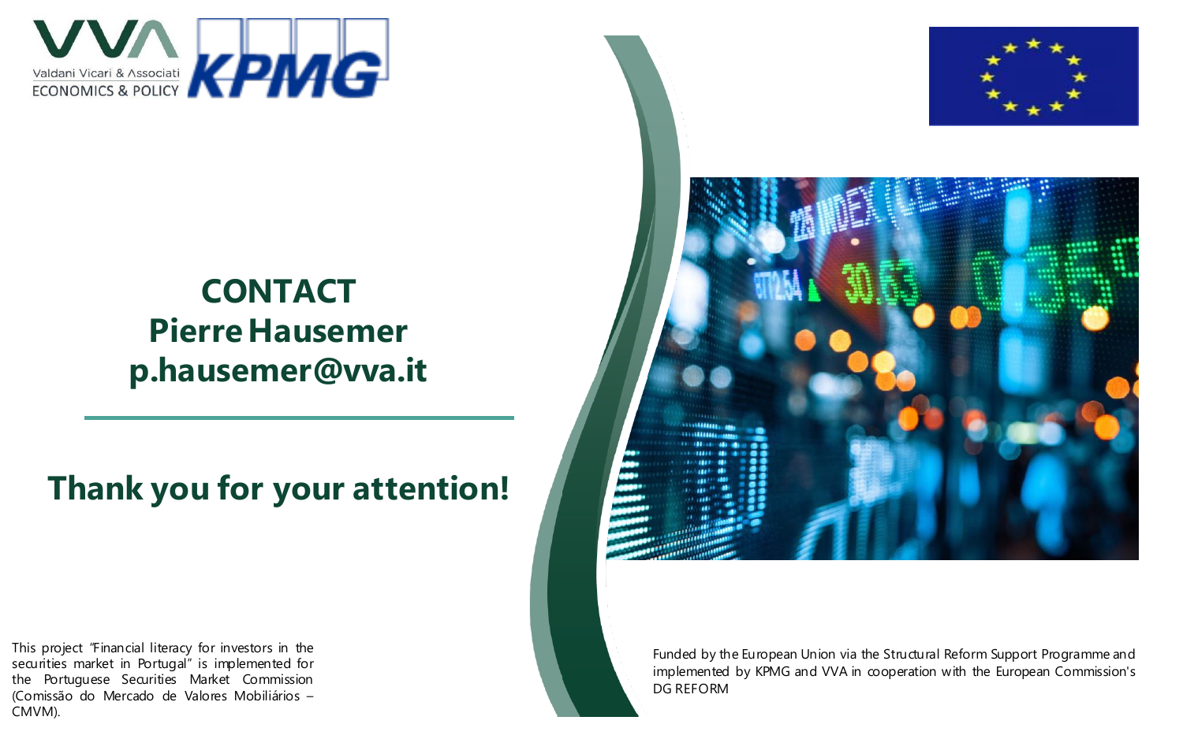Valdani Vicari & Associati
ECONOMICS & POLICY

# CONTACT
# Pierre Hausemer
# p.hausemer@vva.it

## Thank you for your attention!

This project "Financial literacy for investors in the securities market in Portugal" is implemented for the Portuguese Securities Market Commission (Comissão do Mercado de Valores Mobiliários – CMVM).

Funded by the European Union via the Structural Reform Support Programme and implemented by KPMG and VVA in cooperation with the European Commission's DG REFORM